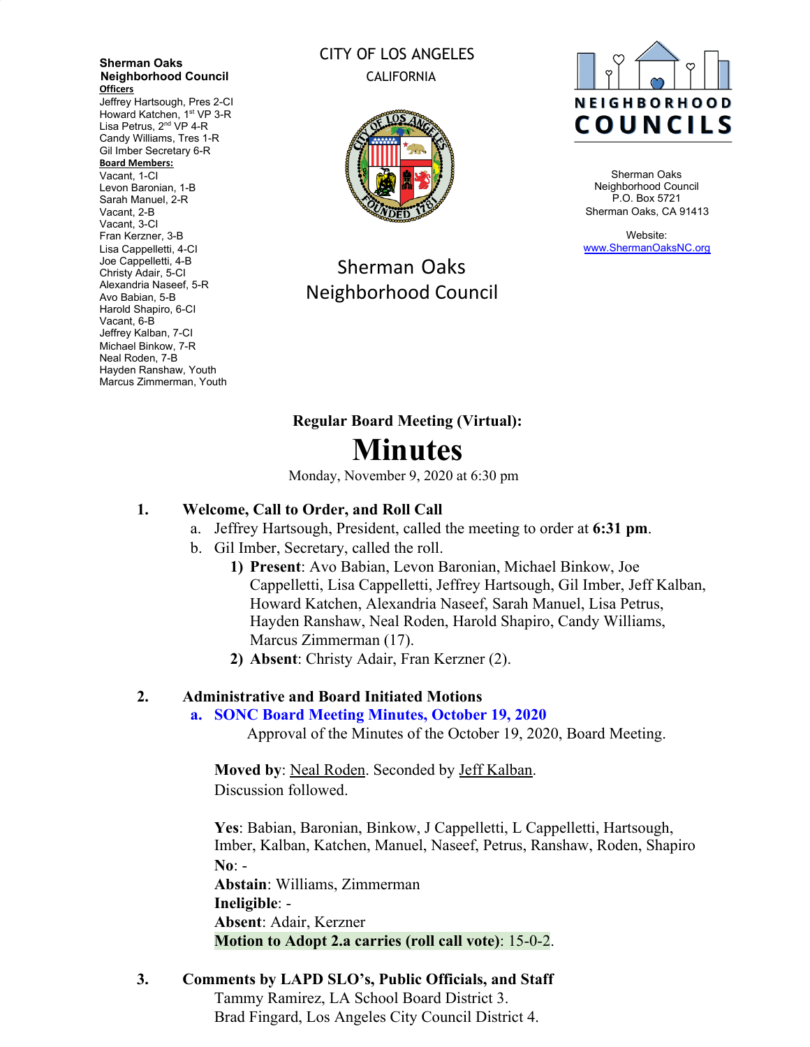**Sherman Oaks Neighborhood Council**

**Officers**
Jeffrey Hartsough, Pres 2-CI
Howard Katchen, 1st VP 3-R
Lisa Petrus, 2nd VP 4-R
Candy Williams, Tres 1-R
Gil Imber Secretary 6-R

**Board Members:**
Vacant, 1-CI
Levon Baronian, 1-B
Sarah Manuel, 2-R
Vacant, 2-B
Vacant, 3-CI
Fran Kerzner, 3-B
Lisa Cappelletti, 4-CI
Joe Cappelletti, 4-B
Christy Adair, 5-CI
Alexandria Naseef, 5-R
Avo Babian, 5-B
Harold Shapiro, 6-CI
Vacant, 6-B
Jeffrey Kalban, 7-CI
Michael Binkow, 7-R
Neal Roden, 7-B
Hayden Ranshaw, Youth
Marcus Zimmerman, Youth

CITY OF LOS ANGELES
CALIFORNIA

Sherman Oaks Neighborhood Council

NEIGHBORHOOD COUNCILS

Sherman Oaks Neighborhood Council
P.O. Box 5721
Sherman Oaks, CA 91413

Website:
www.ShermanOaksNC.org

## Regular Board Meeting (Virtual):

# Minutes

Monday, November 9, 2020 at 6:30 pm

### 1. Welcome, Call to Order, and Roll Call

a. Jeffrey Hartsough, President, called the meeting to order at **6:31 pm**.

b. Gil Imber, Secretary, called the roll.

1) **Present**: Avo Babian, Levon Baronian, Michael Binkow, Joe Cappelletti, Lisa Cappelletti, Jeffrey Hartsough, Gil Imber, Jeff Kalban, Howard Katchen, Alexandria Naseef, Sarah Manuel, Lisa Petrus, Hayden Ranshaw, Neal Roden, Harold Shapiro, Candy Williams, Marcus Zimmerman (17).

2) **Absent**: Christy Adair, Fran Kerzner (2).

### 2. Administrative and Board Initiated Motions

**a. SONC Board Meeting Minutes, October 19, 2020**

Approval of the Minutes of the October 19, 2020, Board Meeting.

**Moved by**: Neal Roden. Seconded by Jeff Kalban.
Discussion followed.

**Yes**: Babian, Baronian, Binkow, J Cappelletti, L Cappelletti, Hartsough, Imber, Kalban, Katchen, Manuel, Naseef, Petrus, Ranshaw, Roden, Shapiro
**No**: -
**Abstain**: Williams, Zimmerman
**Ineligible**: -
**Absent**: Adair, Kerzner
**Motion to Adopt 2.a carries (roll call vote)**: 15-0-2.

### 3. Comments by LAPD SLO's, Public Officials, and Staff

Tammy Ramirez, LA School Board District 3.
Brad Fingard, Los Angeles City Council District 4.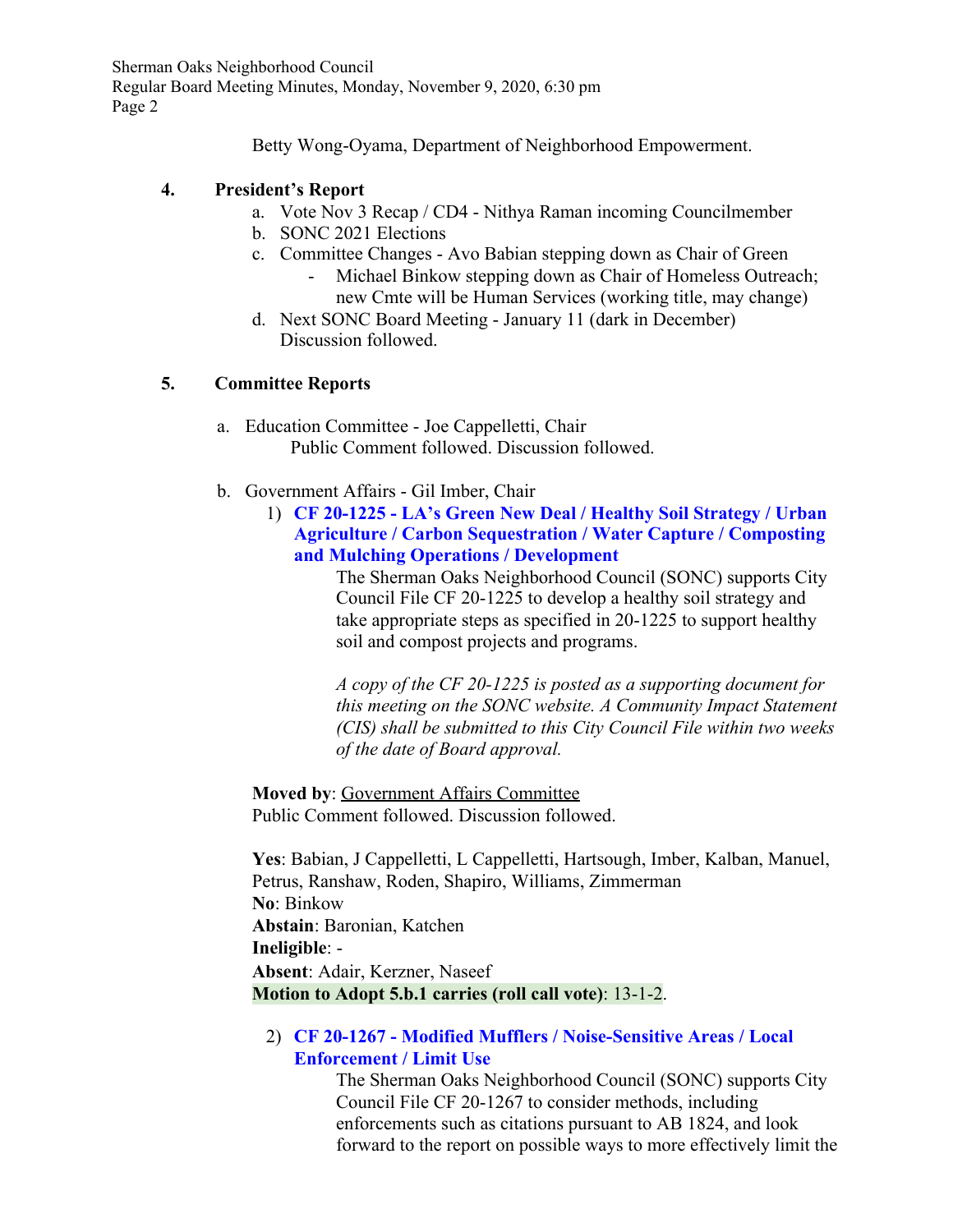Betty Wong-Oyama, Department of Neighborhood Empowerment.

**4. President's Report**

a. Vote Nov 3 Recap / CD4 - Nithya Raman incoming Councilmember
b. SONC 2021 Elections
c. Committee Changes - Avo Babian stepping down as Chair of Green
   - Michael Binkow stepping down as Chair of Homeless Outreach; new Cmte will be Human Services (working title, may change)
d. Next SONC Board Meeting - January 11 (dark in December)
   Discussion followed.

**5. Committee Reports**

a. Education Committee - Joe Cappelletti, Chair
   Public Comment followed. Discussion followed.

b. Government Affairs - Gil Imber, Chair

1) **CF 20-1225 - LA's Green New Deal / Healthy Soil Strategy / Urban Agriculture / Carbon Sequestration / Water Capture / Composting and Mulching Operations / Development**

The Sherman Oaks Neighborhood Council (SONC) supports City Council File CF 20-1225 to develop a healthy soil strategy and take appropriate steps as specified in 20-1225 to support healthy soil and compost projects and programs.

*A copy of the CF 20-1225 is posted as a supporting document for this meeting on the SONC website. A Community Impact Statement (CIS) shall be submitted to this City Council File within two weeks of the date of Board approval.*

**Moved by**: Government Affairs Committee
Public Comment followed. Discussion followed.

**Yes**: Babian, J Cappelletti, L Cappelletti, Hartsough, Imber, Kalban, Manuel, Petrus, Ranshaw, Roden, Shapiro, Williams, Zimmerman
**No**: Binkow
**Abstain**: Baronian, Katchen
**Ineligible**: -
**Absent**: Adair, Kerzner, Naseef
**Motion to Adopt 5.b.1 carries (roll call vote)**: 13-1-2.

2) **CF 20-1267 - Modified Mufflers / Noise-Sensitive Areas / Local Enforcement / Limit Use**

The Sherman Oaks Neighborhood Council (SONC) supports City Council File CF 20-1267 to consider methods, including enforcements such as citations pursuant to AB 1824, and look forward to the report on possible ways to more effectively limit the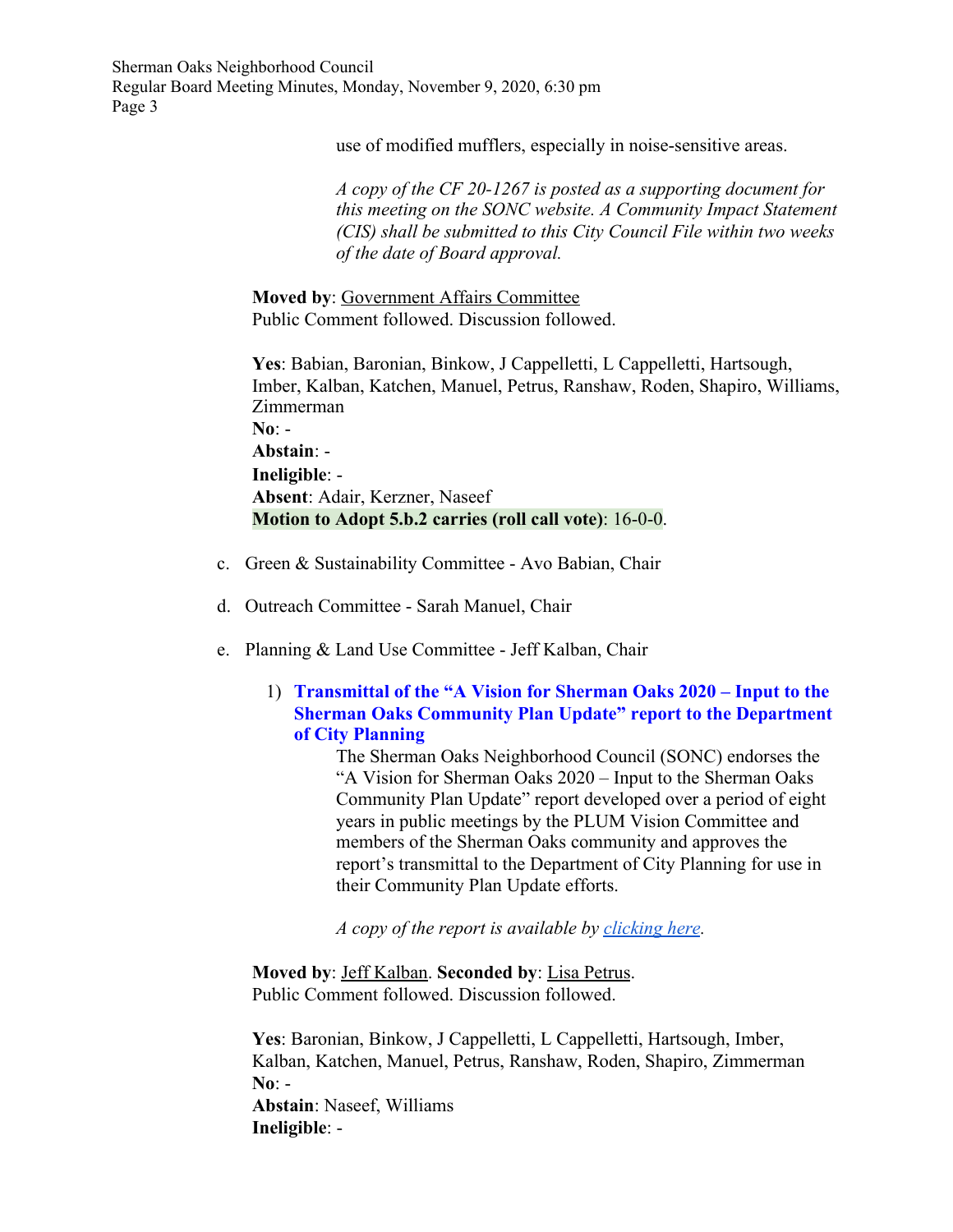use of modified mufflers, especially in noise-sensitive areas.

*A copy of the CF 20-1267 is posted as a supporting document for this meeting on the SONC website. A Community Impact Statement (CIS) shall be submitted to this City Council File within two weeks of the date of Board approval.*

**Moved by**: Government Affairs Committee
Public Comment followed. Discussion followed.

**Yes**: Babian, Baronian, Binkow, J Cappelletti, L Cappelletti, Hartsough, Imber, Kalban, Katchen, Manuel, Petrus, Ranshaw, Roden, Shapiro, Williams, Zimmerman
**No**: -
**Abstain**: -
**Ineligible**: -
**Absent**: Adair, Kerzner, Naseef
**Motion to Adopt 5.b.2 carries (roll call vote)**: 16-0-0.

c. Green & Sustainability Committee - Avo Babian, Chair

d. Outreach Committee - Sarah Manuel, Chair

e. Planning & Land Use Committee - Jeff Kalban, Chair

1) **Transmittal of the "A Vision for Sherman Oaks 2020 – Input to the Sherman Oaks Community Plan Update" report to the Department of City Planning**

The Sherman Oaks Neighborhood Council (SONC) endorses the "A Vision for Sherman Oaks 2020 – Input to the Sherman Oaks Community Plan Update" report developed over a period of eight years in public meetings by the PLUM Vision Committee and members of the Sherman Oaks community and approves the report's transmittal to the Department of City Planning for use in their Community Plan Update efforts.

*A copy of the report is available by clicking here.*

**Moved by**: Jeff Kalban. **Seconded by**: Lisa Petrus.
Public Comment followed. Discussion followed.

**Yes**: Baronian, Binkow, J Cappelletti, L Cappelletti, Hartsough, Imber, Kalban, Katchen, Manuel, Petrus, Ranshaw, Roden, Shapiro, Zimmerman
**No**: -
**Abstain**: Naseef, Williams
**Ineligible**: -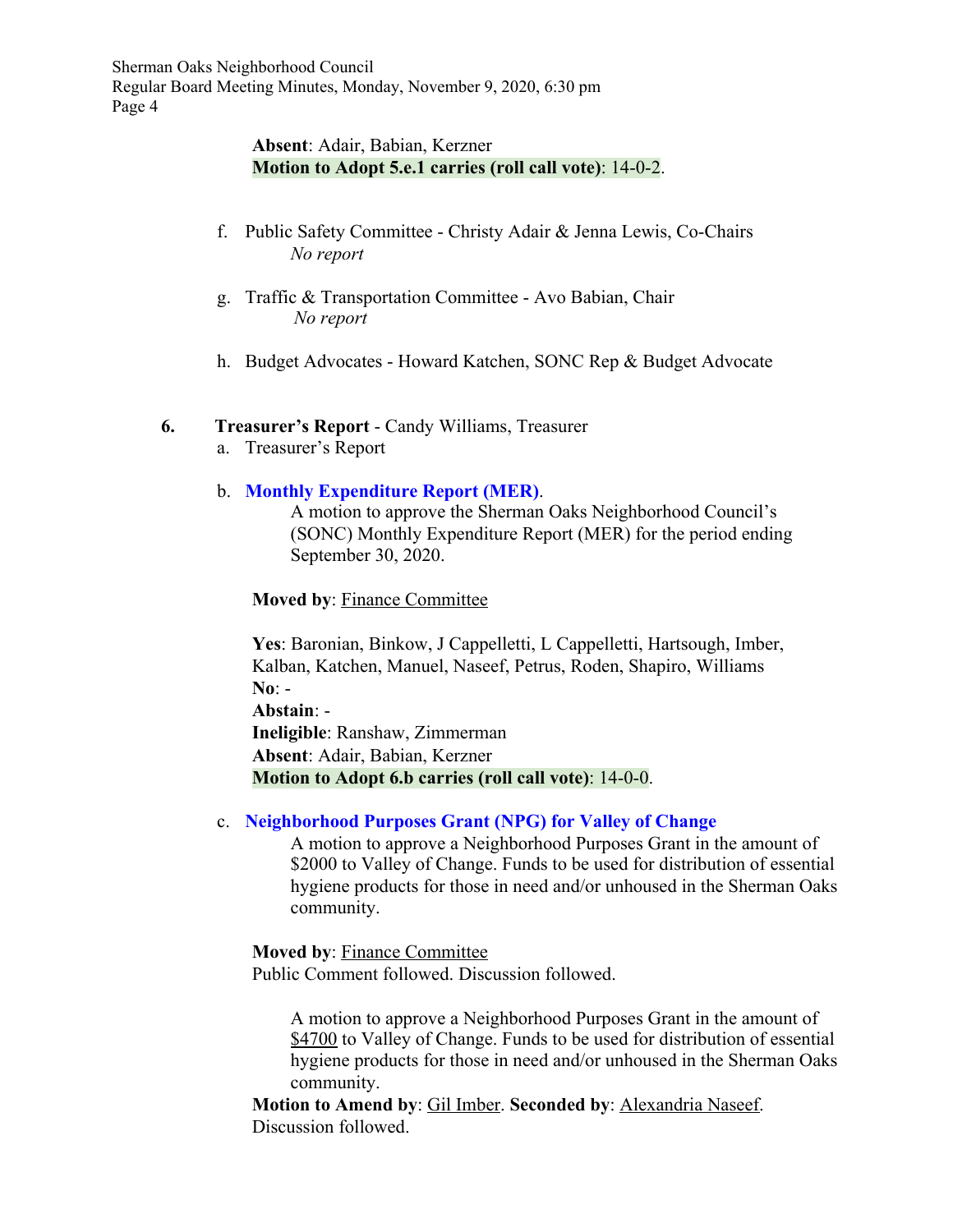**Absent**: Adair, Babian, Kerzner
**Motion to Adopt 5.e.1 carries (roll call vote)**: 14-0-2.

f. Public Safety Committee - Christy Adair & Jenna Lewis, Co-Chairs
*No report*

g. Traffic & Transportation Committee - Avo Babian, Chair
*No report*

h. Budget Advocates - Howard Katchen, SONC Rep & Budget Advocate

**6. Treasurer's Report** - Candy Williams, Treasurer

a. Treasurer's Report

b. **Monthly Expenditure Report (MER)**.
A motion to approve the Sherman Oaks Neighborhood Council's (SONC) Monthly Expenditure Report (MER) for the period ending September 30, 2020.

**Moved by**: Finance Committee

**Yes**: Baronian, Binkow, J Cappelletti, L Cappelletti, Hartsough, Imber, Kalban, Katchen, Manuel, Naseef, Petrus, Roden, Shapiro, Williams
**No**: -
**Abstain**: -
**Ineligible**: Ranshaw, Zimmerman
**Absent**: Adair, Babian, Kerzner
**Motion to Adopt 6.b carries (roll call vote)**: 14-0-0.

c. **Neighborhood Purposes Grant (NPG) for Valley of Change**
A motion to approve a Neighborhood Purposes Grant in the amount of $2000 to Valley of Change. Funds to be used for distribution of essential hygiene products for those in need and/or unhoused in the Sherman Oaks community.

**Moved by**: Finance Committee
Public Comment followed. Discussion followed.

A motion to approve a Neighborhood Purposes Grant in the amount of $4700 to Valley of Change. Funds to be used for distribution of essential hygiene products for those in need and/or unhoused in the Sherman Oaks community.

**Motion to Amend by**: Gil Imber. **Seconded by**: Alexandria Naseef.
Discussion followed.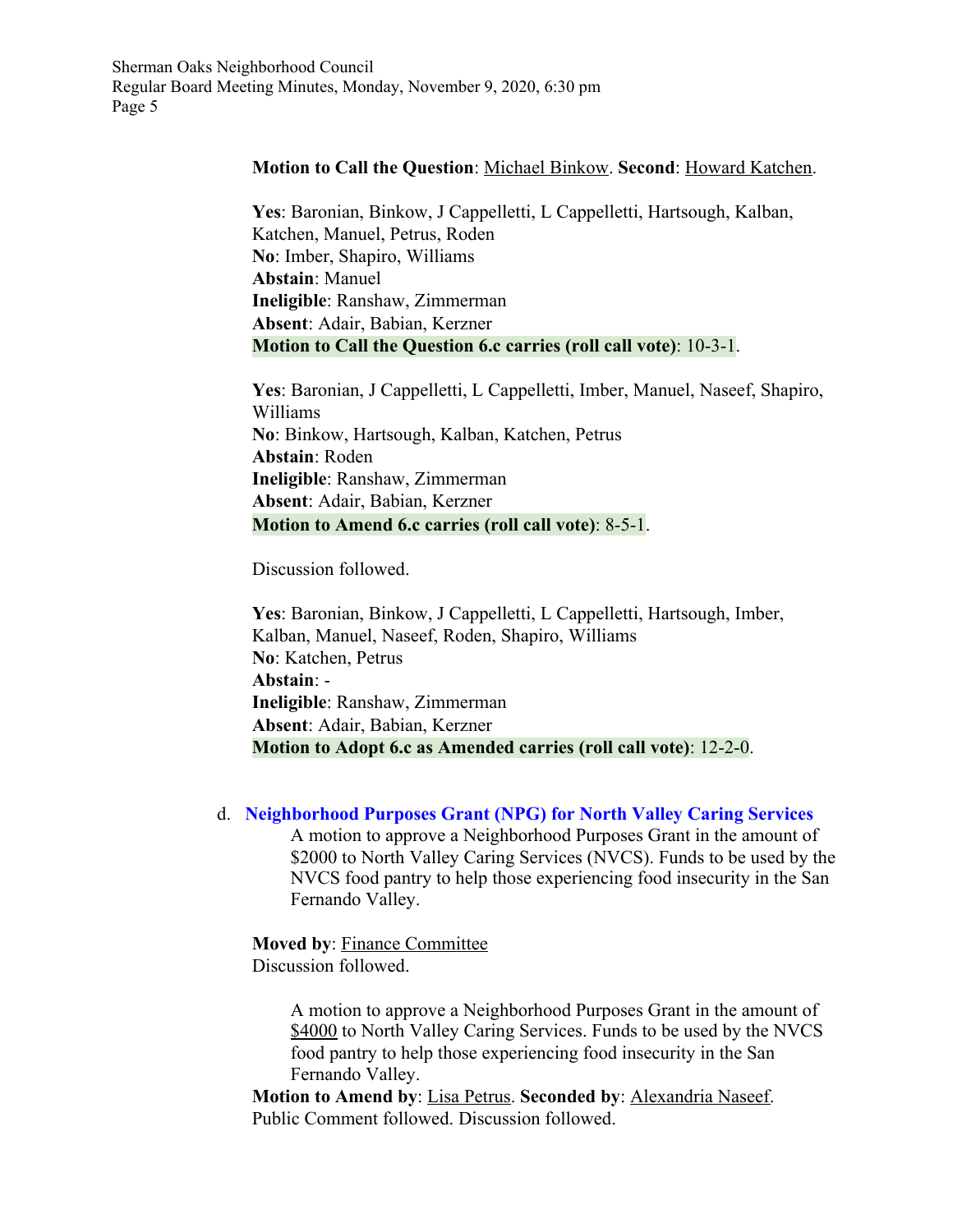**Motion to Call the Question**: Michael Binkow. **Second**: Howard Katchen.

**Yes**: Baronian, Binkow, J Cappelletti, L Cappelletti, Hartsough, Kalban, Katchen, Manuel, Petrus, Roden
**No**: Imber, Shapiro, Williams
**Abstain**: Manuel
**Ineligible**: Ranshaw, Zimmerman
**Absent**: Adair, Babian, Kerzner
**Motion to Call the Question 6.c carries (roll call vote)**: 10-3-1.

**Yes**: Baronian, J Cappelletti, L Cappelletti, Imber, Manuel, Naseef, Shapiro, Williams
**No**: Binkow, Hartsough, Kalban, Katchen, Petrus
**Abstain**: Roden
**Ineligible**: Ranshaw, Zimmerman
**Absent**: Adair, Babian, Kerzner
**Motion to Amend 6.c carries (roll call vote)**: 8-5-1.

Discussion followed.

**Yes**: Baronian, Binkow, J Cappelletti, L Cappelletti, Hartsough, Imber, Kalban, Manuel, Naseef, Roden, Shapiro, Williams
**No**: Katchen, Petrus
**Abstain**: -
**Ineligible**: Ranshaw, Zimmerman
**Absent**: Adair, Babian, Kerzner
**Motion to Adopt 6.c as Amended carries (roll call vote)**: 12-2-0.

d. **Neighborhood Purposes Grant (NPG) for North Valley Caring Services**

A motion to approve a Neighborhood Purposes Grant in the amount of $2000 to North Valley Caring Services (NVCS). Funds to be used by the NVCS food pantry to help those experiencing food insecurity in the San Fernando Valley.

**Moved by**: Finance Committee
Discussion followed.

A motion to approve a Neighborhood Purposes Grant in the amount of $4000 to North Valley Caring Services. Funds to be used by the NVCS food pantry to help those experiencing food insecurity in the San Fernando Valley.

**Motion to Amend by**: Lisa Petrus. **Seconded by**: Alexandria Naseef.
Public Comment followed. Discussion followed.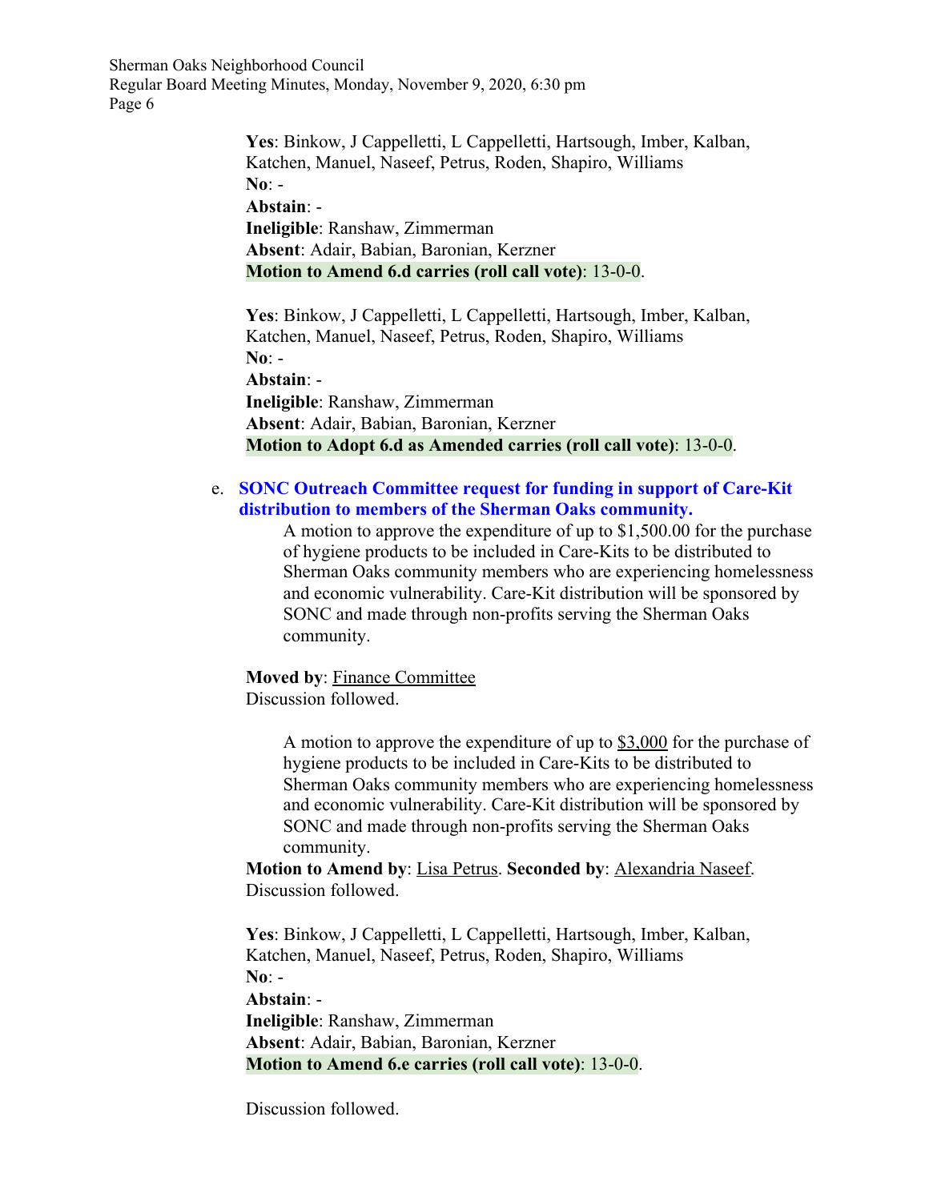**Yes**: Binkow, J Cappelletti, L Cappelletti, Hartsough, Imber, Kalban, Katchen, Manuel, Naseef, Petrus, Roden, Shapiro, Williams
**No**: -
**Abstain**: -
**Ineligible**: Ranshaw, Zimmerman
**Absent**: Adair, Babian, Baronian, Kerzner
**Motion to Amend 6.d carries (roll call vote)**: 13-0-0.

**Yes**: Binkow, J Cappelletti, L Cappelletti, Hartsough, Imber, Kalban, Katchen, Manuel, Naseef, Petrus, Roden, Shapiro, Williams
**No**: -
**Abstain**: -
**Ineligible**: Ranshaw, Zimmerman
**Absent**: Adair, Babian, Baronian, Kerzner
**Motion to Adopt 6.d as Amended carries (roll call vote)**: 13-0-0.

e. **SONC Outreach Committee request for funding in support of Care-Kit distribution to members of the Sherman Oaks community.**

> A motion to approve the expenditure of up to $1,500.00 for the purchase of hygiene products to be included in Care-Kits to be distributed to Sherman Oaks community members who are experiencing homelessness and economic vulnerability. Care-Kit distribution will be sponsored by SONC and made through non-profits serving the Sherman Oaks community.

**Moved by**: Finance Committee
Discussion followed.

> A motion to approve the expenditure of up to $3,000 for the purchase of hygiene products to be included in Care-Kits to be distributed to Sherman Oaks community members who are experiencing homelessness and economic vulnerability. Care-Kit distribution will be sponsored by SONC and made through non-profits serving the Sherman Oaks community.

**Motion to Amend by**: Lisa Petrus. **Seconded by**: Alexandria Naseef.
Discussion followed.

**Yes**: Binkow, J Cappelletti, L Cappelletti, Hartsough, Imber, Kalban, Katchen, Manuel, Naseef, Petrus, Roden, Shapiro, Williams
**No**: -
**Abstain**: -
**Ineligible**: Ranshaw, Zimmerman
**Absent**: Adair, Babian, Baronian, Kerzner
**Motion to Amend 6.e carries (roll call vote)**: 13-0-0.

Discussion followed.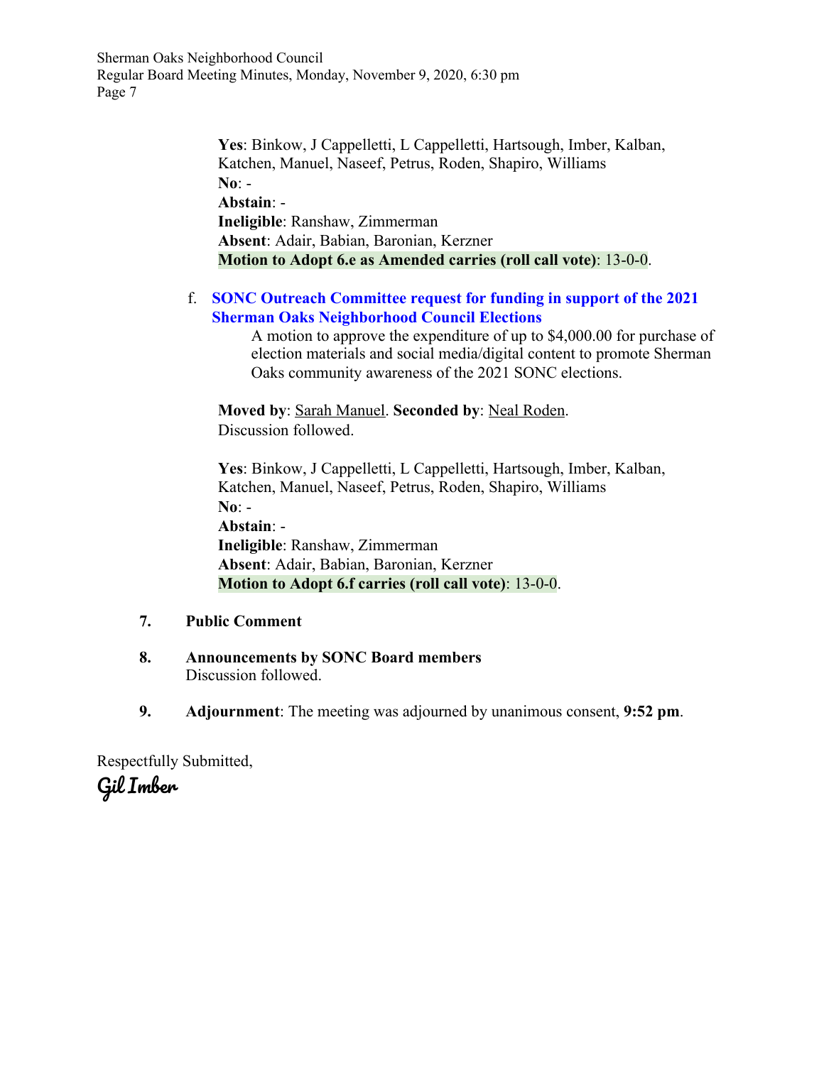**Yes**: Binkow, J Cappelletti, L Cappelletti, Hartsough, Imber, Kalban, Katchen, Manuel, Naseef, Petrus, Roden, Shapiro, Williams
**No**: -
**Abstain**: -
**Ineligible**: Ranshaw, Zimmerman
**Absent**: Adair, Babian, Baronian, Kerzner
**Motion to Adopt 6.e as Amended carries (roll call vote)**: 13-0-0.

f. **SONC Outreach Committee request for funding in support of the 2021 Sherman Oaks Neighborhood Council Elections**

A motion to approve the expenditure of up to $4,000.00 for purchase of election materials and social media/digital content to promote Sherman Oaks community awareness of the 2021 SONC elections.

**Moved by**: Sarah Manuel. **Seconded by**: Neal Roden.
Discussion followed.

**Yes**: Binkow, J Cappelletti, L Cappelletti, Hartsough, Imber, Kalban, Katchen, Manuel, Naseef, Petrus, Roden, Shapiro, Williams
**No**: -
**Abstain**: -
**Ineligible**: Ranshaw, Zimmerman
**Absent**: Adair, Babian, Baronian, Kerzner
**Motion to Adopt 6.f carries (roll call vote)**: 13-0-0.

**7. Public Comment**

**8. Announcements by SONC Board members**
Discussion followed.

**9. Adjournment**: The meeting was adjourned by unanimous consent, **9:52 pm**.

Respectfully Submitted,

Gil Imber